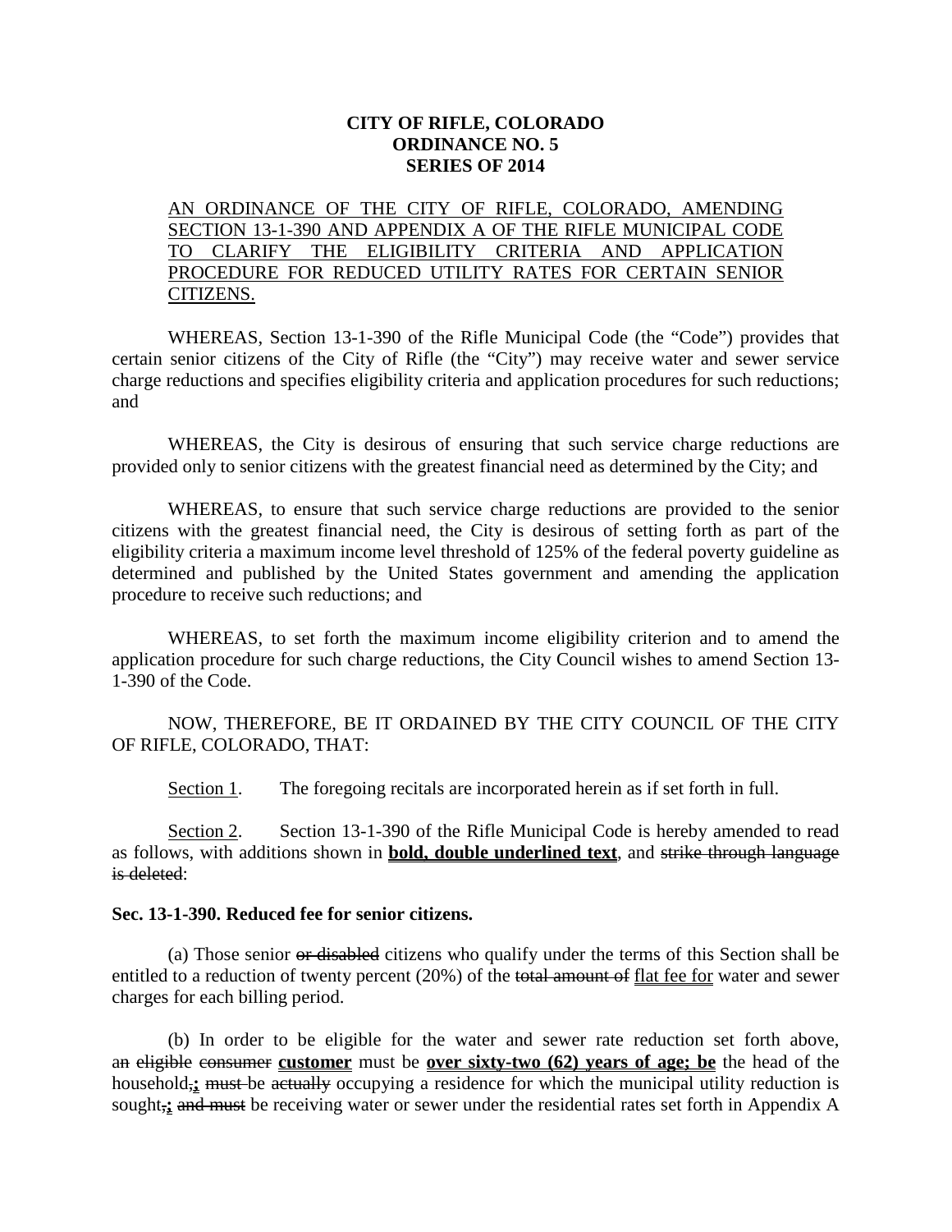**CITY OF RIFLE, COLORADO**
**ORDINANCE NO. 5**
**SERIES OF 2014**

AN ORDINANCE OF THE CITY OF RIFLE, COLORADO, AMENDING SECTION 13-1-390 AND APPENDIX A OF THE RIFLE MUNICIPAL CODE TO CLARIFY THE ELIGIBILITY CRITERIA AND APPLICATION PROCEDURE FOR REDUCED UTILITY RATES FOR CERTAIN SENIOR CITIZENS.

WHEREAS, Section 13-1-390 of the Rifle Municipal Code (the "Code") provides that certain senior citizens of the City of Rifle (the "City") may receive water and sewer service charge reductions and specifies eligibility criteria and application procedures for such reductions; and

WHEREAS, the City is desirous of ensuring that such service charge reductions are provided only to senior citizens with the greatest financial need as determined by the City; and

WHEREAS, to ensure that such service charge reductions are provided to the senior citizens with the greatest financial need, the City is desirous of setting forth as part of the eligibility criteria a maximum income level threshold of 125% of the federal poverty guideline as determined and published by the United States government and amending the application procedure to receive such reductions; and

WHEREAS, to set forth the maximum income eligibility criterion and to amend the application procedure for such charge reductions, the City Council wishes to amend Section 13-1-390 of the Code.

NOW, THEREFORE, BE IT ORDAINED BY THE CITY COUNCIL OF THE CITY OF RIFLE, COLORADO, THAT:

Section 1. The foregoing recitals are incorporated herein as if set forth in full.

Section 2. Section 13-1-390 of the Rifle Municipal Code is hereby amended to read as follows, with additions shown in **bold, double underlined text**, and ~~strike through language is deleted~~:

**Sec. 13-1-390. Reduced fee for senior citizens.**

(a) Those senior ~~or disabled~~ citizens who qualify under the terms of this Section shall be entitled to a reduction of twenty percent (20%) of the ~~total amount of~~ flat fee for water and sewer charges for each billing period.

(b) In order to be eligible for the water and sewer rate reduction set forth above, a~~n~~ ~~eligible~~ ~~consumer~~ **customer** must be **over sixty-two (62) years of age; be** the head of the household~~,~~**;** ~~must~~ be ~~actually~~ occupying a residence for which the municipal utility reduction is sought~~,~~**;** ~~and must~~ be receiving water or sewer under the residential rates set forth in Appendix A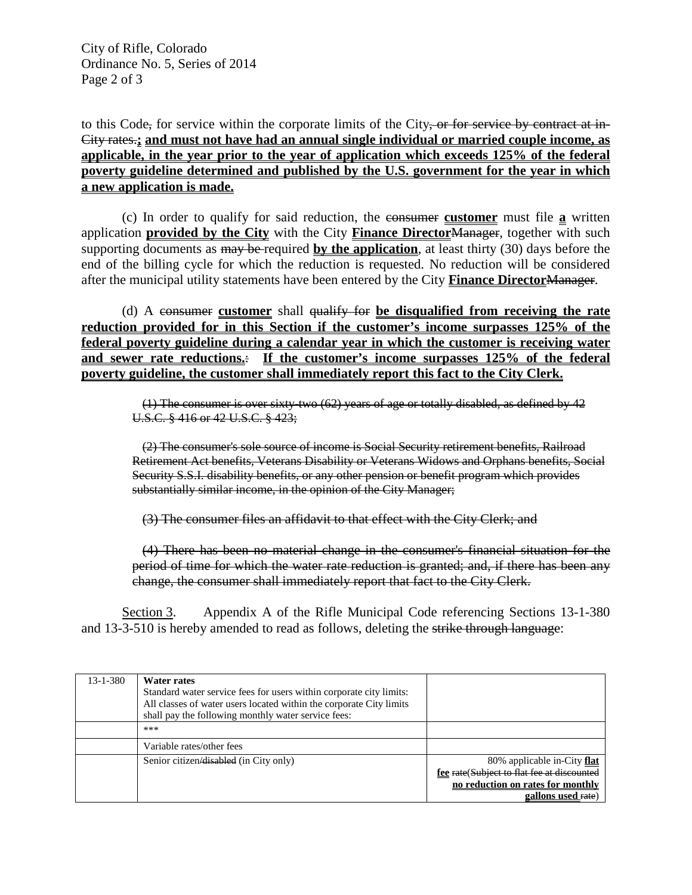to this Code~~,~~ for service within the corporate limits of the City~~, or for service by contract at in-City rates.~~**;** **and must not have had an annual single individual or married couple income, as applicable, in the year prior to the year of application which exceeds 125% of the federal poverty guideline determined and published by the U.S. government for the year in which a new application is made.**

(c) In order to qualify for said reduction, the ~~consumer~~ **customer** must file **a** written application **provided by the City** with the City **Finance Director**~~Manager~~, together with such supporting documents as ~~may be~~ required **by the application**, at least thirty (30) days before the end of the billing cycle for which the reduction is requested. No reduction will be considered after the municipal utility statements have been entered by the City **Finance Director**~~Manager~~.

(d) A ~~consumer~~ **customer** shall ~~qualify for~~ **be disqualified from receiving the rate reduction provided for in this Section if the customer's income surpasses 125% of the federal poverty guideline during a calendar year in which the customer is receiving water and sewer rate reductions.**~~:~~ **If the customer's income surpasses 125% of the federal poverty guideline, the customer shall immediately report this fact to the City Clerk.**

~~(1) The consumer is over sixty-two (62) years of age or totally disabled, as defined by 42 U.S.C. § 416 or 42 U.S.C. § 423;~~

~~(2) The consumer's sole source of income is Social Security retirement benefits, Railroad Retirement Act benefits, Veterans Disability or Veterans Widows and Orphans benefits, Social Security S.S.I. disability benefits, or any other pension or benefit program which provides substantially similar income, in the opinion of the City Manager;~~

~~(3) The consumer files an affidavit to that effect with the City Clerk; and~~

~~(4) There has been no material change in the consumer's financial situation for the period of time for which the water rate reduction is granted; and, if there has been any change, the consumer shall immediately report that fact to the City Clerk.~~

Section 3. Appendix A of the Rifle Municipal Code referencing Sections 13-1-380 and 13-3-510 is hereby amended to read as follows, deleting the ~~strike through language~~:

| | | |
|---|---|---|
| 13-1-380 | **Water rates**<br>Standard water service fees for users within corporate city limits: All classes of water users located within the corporate City limits shall pay the following monthly water fees: | |
| | *** | |
| | Variable rates/other fees | |
| | Senior citizen~~/disabled~~ (in City only) | 80% applicable in-City **flat fee** ~~rate~~(~~Subject to flat fee at discounted~~ **no reduction on rates for monthly gallons used** ~~rate~~) |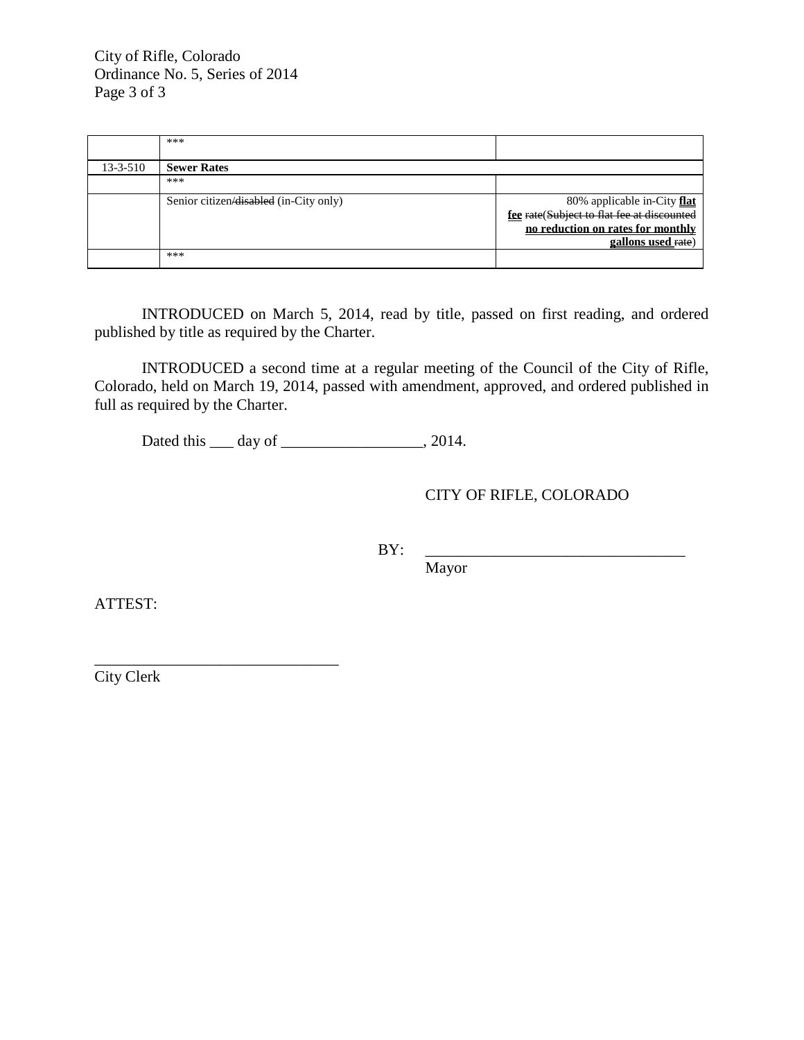| | | |
|---|---|---|
| | *** | |
| 13-3-510 | **Sewer Rates** | |
| | *** | |
| | Senior citizen~~/disabled~~ (in-City only) | 80% applicable in-City **<u>flat fee</u>** ~~rate~~(~~Subject to flat fee at discounted~~ **<u>no reduction on rates for monthly gallons used</u>** ~~rate~~) |
| | *** | |

INTRODUCED on March 5, 2014, read by title, passed on first reading, and ordered published by title as required by the Charter.

INTRODUCED a second time at a regular meeting of the Council of the City of Rifle, Colorado, held on March 19, 2014, passed with amendment, approved, and ordered published in full as required by the Charter.

Dated this ___ day of __________________, 2014.

CITY OF RIFLE, COLORADO

BY: _________________________________
Mayor

ATTEST:

_______________________________
City Clerk